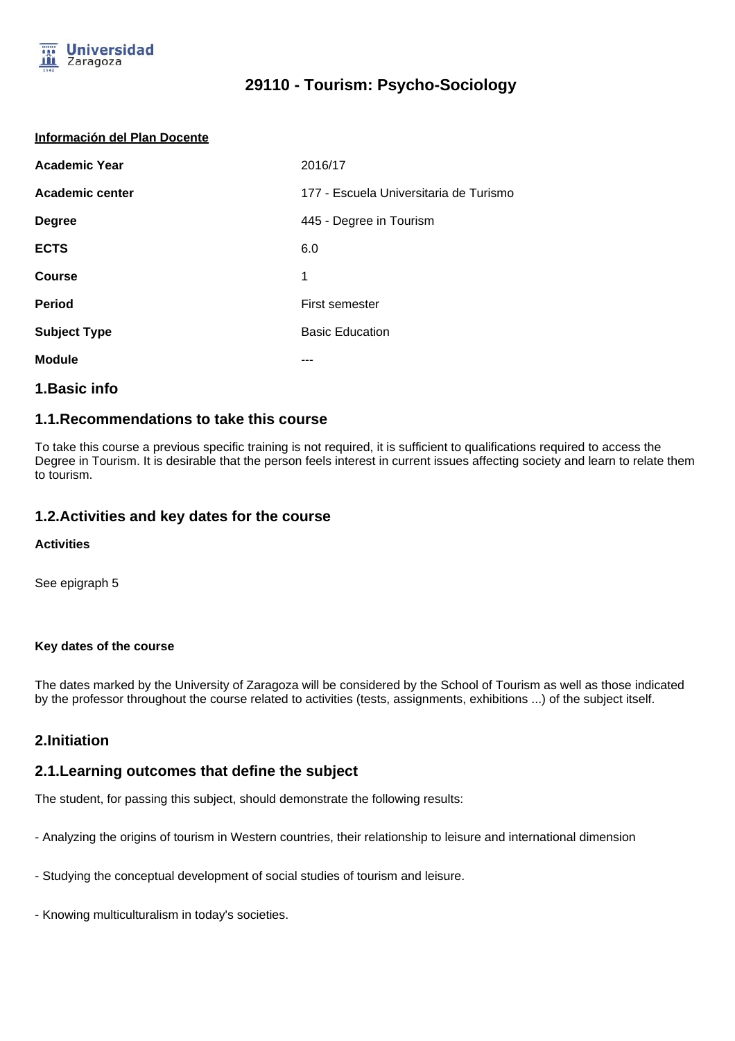# 29110 - Tourism: Psycho-Sociology

**Información del Plan Docente**

| | |
|---|---|
| **Academic Year** | 2016/17 |
| **Academic center** | 177 - Escuela Universitaria de Turismo |
| **Degree** | 445 - Degree in Tourism |
| **ECTS** | 6.0 |
| **Course** | 1 |
| **Period** | First semester |
| **Subject Type** | Basic Education |
| **Module** | --- |

## 1.Basic info

### 1.1.Recommendations to take this course

To take this course a previous specific training is not required, it is sufficient to qualifications required to access the Degree in Tourism. It is desirable that the person feels interest in current issues affecting society and learn to relate them to tourism.

### 1.2.Activities and key dates for the course

**Activities**

See epigraph 5

**Key dates of the course**

The dates marked by the University of Zaragoza will be considered by the School of Tourism as well as those indicated by the professor throughout the course related to activities (tests, assignments, exhibitions ...) of the subject itself.

## 2.Initiation

### 2.1.Learning outcomes that define the subject

The student, for passing this subject, should demonstrate the following results:

- Analyzing the origins of tourism in Western countries, their relationship to leisure and international dimension

- Studying the conceptual development of social studies of tourism and leisure.

- Knowing multiculturalism in today's societies.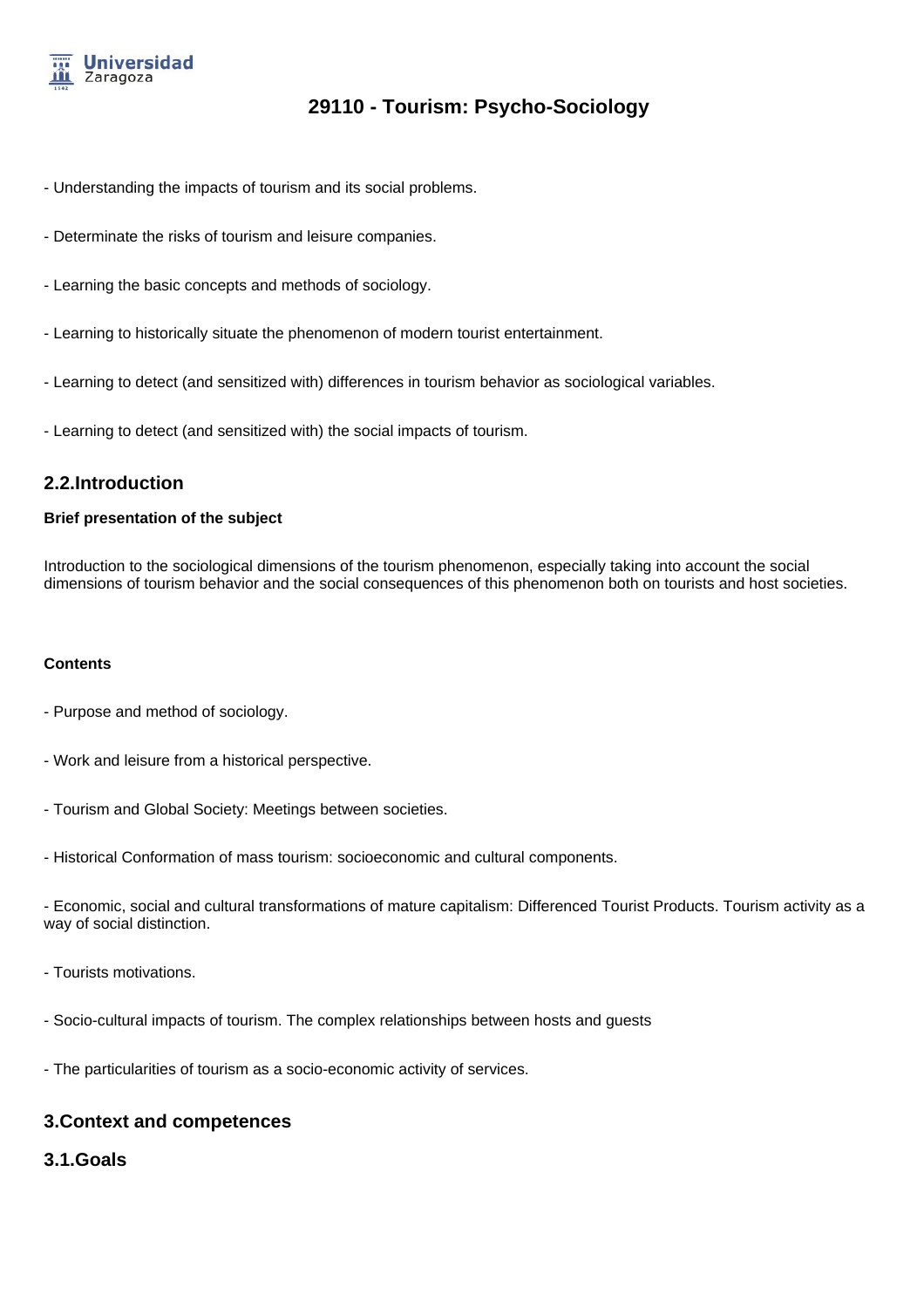- Understanding the impacts of tourism and its social problems.

- Determinate the risks of tourism and leisure companies.

- Learning the basic concepts and methods of sociology.

- Learning to historically situate the phenomenon of modern tourist entertainment.

- Learning to detect (and sensitized with) differences in tourism behavior as sociological variables.

- Learning to detect (and sensitized with) the social impacts of tourism.

## 2.2.Introduction

**Brief presentation of the subject**

Introduction to the sociological dimensions of the tourism phenomenon, especially taking into account the social dimensions of tourism behavior and the social consequences of this phenomenon both on tourists and host societies.

**Contents**

- Purpose and method of sociology.

- Work and leisure from a historical perspective.

- Tourism and Global Society: Meetings between societies.

- Historical Conformation of mass tourism: socioeconomic and cultural components.

- Economic, social and cultural transformations of mature capitalism: Differenced Tourist Products. Tourism activity as a way of social distinction.

- Tourists motivations.

- Socio-cultural impacts of tourism. The complex relationships between hosts and guests

- The particularities of tourism as a socio-economic activity of services.

## 3.Context and competences

## 3.1.Goals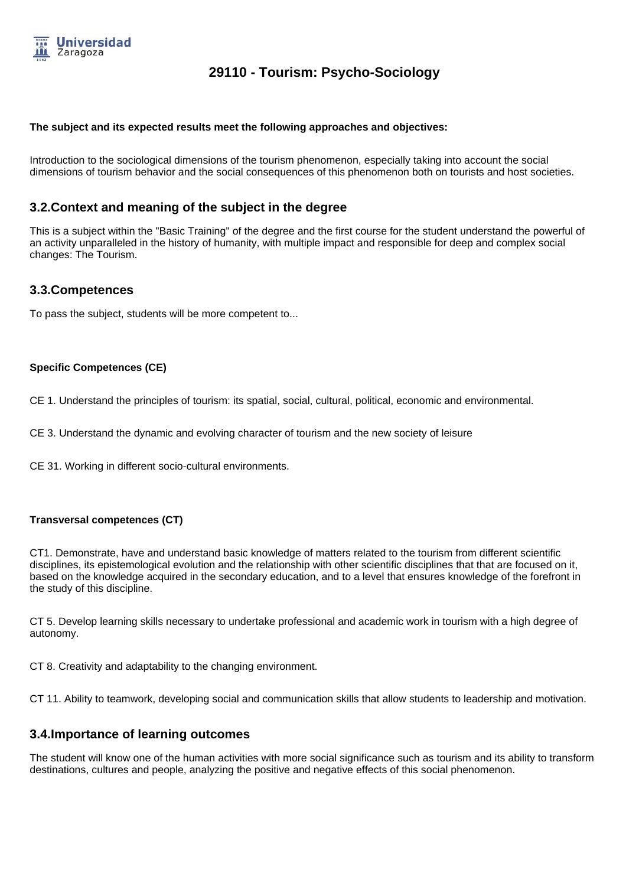# 29110 - Tourism: Psycho-Sociology

**The subject and its expected results meet the following approaches and objectives:**

Introduction to the sociological dimensions of the tourism phenomenon, especially taking into account the social dimensions of tourism behavior and the social consequences of this phenomenon both on tourists and host societies.

## 3.2.Context and meaning of the subject in the degree

This is a subject within the "Basic Training" of the degree and the first course for the student understand the powerful of an activity unparalleled in the history of humanity, with multiple impact and responsible for deep and complex social changes: The Tourism.

## 3.3.Competences

To pass the subject, students will be more competent to...

**Specific Competences (CE)**

CE 1. Understand the principles of tourism: its spatial, social, cultural, political, economic and environmental.

CE 3. Understand the dynamic and evolving character of tourism and the new society of leisure

CE 31. Working in different socio-cultural environments.

**Transversal competences (CT)**

CT1. Demonstrate, have and understand basic knowledge of matters related to the tourism from different scientific disciplines, its epistemological evolution and the relationship with other scientific disciplines that that are focused on it, based on the knowledge acquired in the secondary education, and to a level that ensures knowledge of the forefront in the study of this discipline.

CT 5. Develop learning skills necessary to undertake professional and academic work in tourism with a high degree of autonomy.

CT 8. Creativity and adaptability to the changing environment.

CT 11. Ability to teamwork, developing social and communication skills that allow students to leadership and motivation.

## 3.4.Importance of learning outcomes

The student will know one of the human activities with more social significance such as tourism and its ability to transform destinations, cultures and people, analyzing the positive and negative effects of this social phenomenon.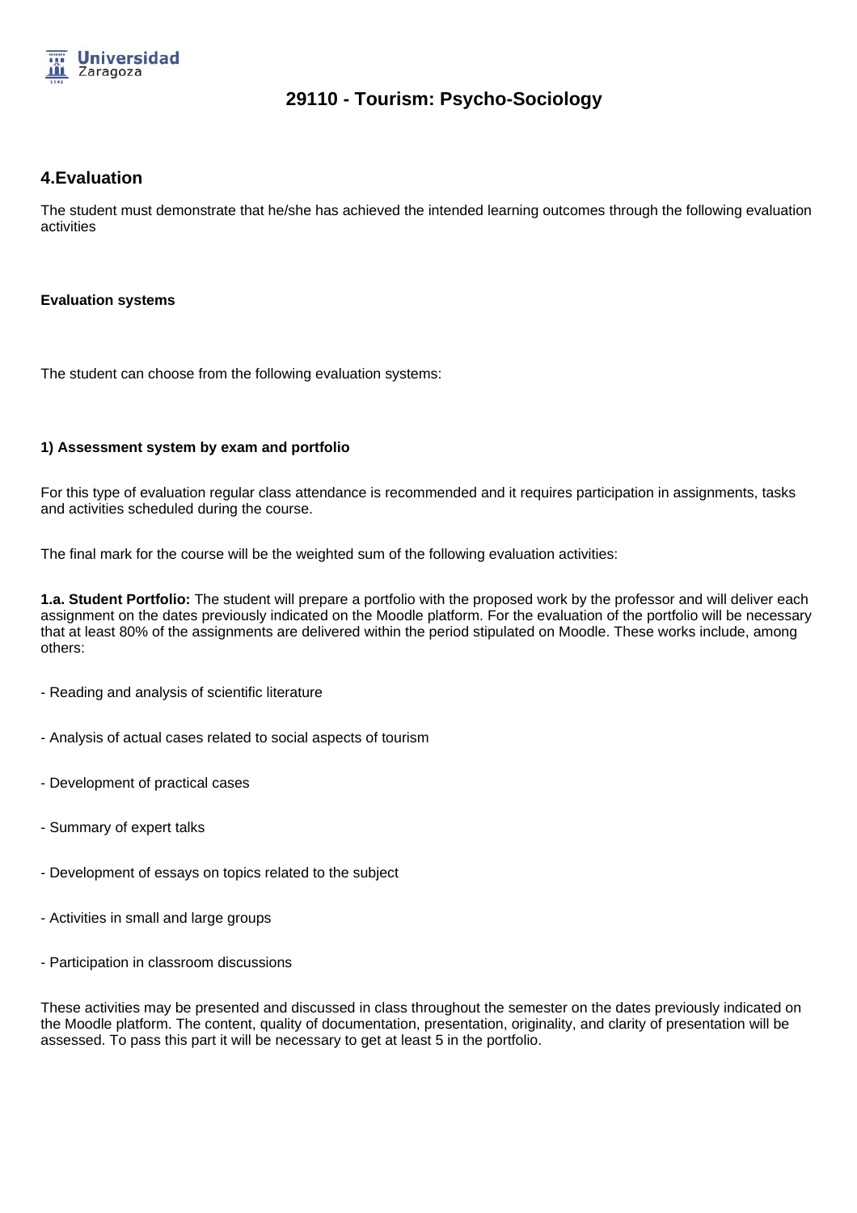# 29110 - Tourism: Psycho-Sociology

## 4.Evaluation

The student must demonstrate that he/she has achieved the intended learning outcomes through the following evaluation activities

**Evaluation systems**

The student can choose from the following evaluation systems:

**1) Assessment system by exam and portfolio**

For this type of evaluation regular class attendance is recommended and it requires participation in assignments, tasks and activities scheduled during the course.

The final mark for the course will be the weighted sum of the following evaluation activities:

**1.a. Student Portfolio:** The student will prepare a portfolio with the proposed work by the professor and will deliver each assignment on the dates previously indicated on the Moodle platform. For the evaluation of the portfolio will be necessary that at least 80% of the assignments are delivered within the period stipulated on Moodle. These works include, among others:

- Reading and analysis of scientific literature

- Analysis of actual cases related to social aspects of tourism

- Development of practical cases

- Summary of expert talks

- Development of essays on topics related to the subject

- Activities in small and large groups

- Participation in classroom discussions

These activities may be presented and discussed in class throughout the semester on the dates previously indicated on the Moodle platform. The content, quality of documentation, presentation, originality, and clarity of presentation will be assessed. To pass this part it will be necessary to get at least 5 in the portfolio.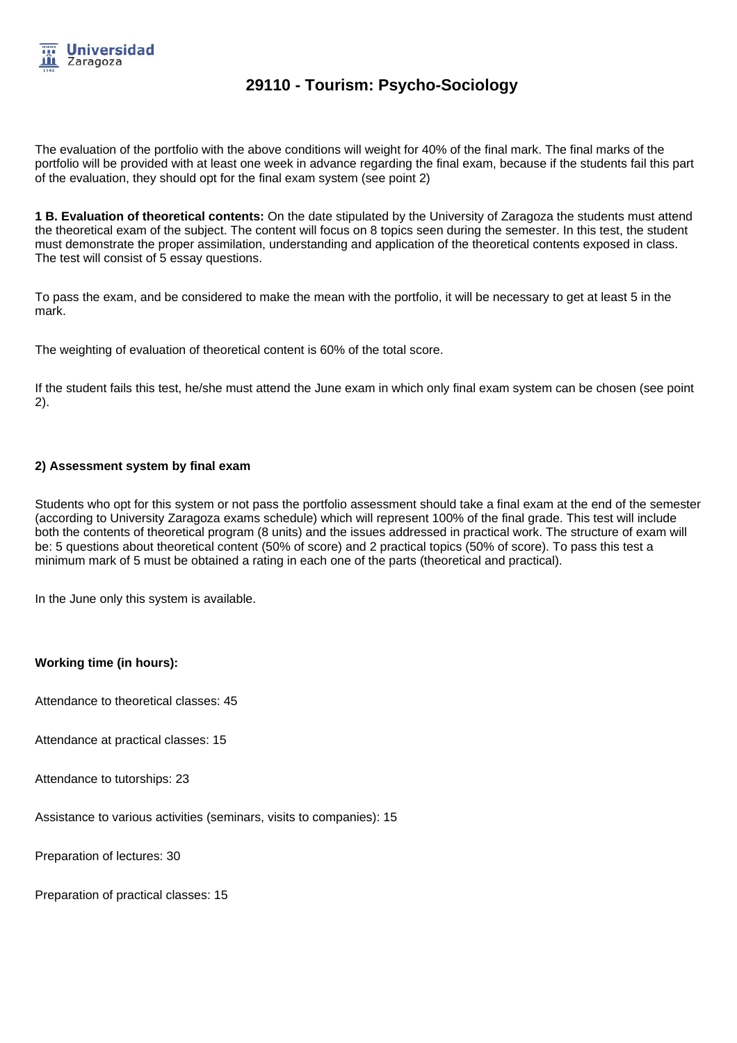The evaluation of the portfolio with the above conditions will weight for 40% of the final mark. The final marks of the portfolio will be provided with at least one week in advance regarding the final exam, because if the students fail this part of the evaluation, they should opt for the final exam system (see point 2)

**1 B. Evaluation of theoretical contents:** On the date stipulated by the University of Zaragoza the students must attend the theoretical exam of the subject. The content will focus on 8 topics seen during the semester. In this test, the student must demonstrate the proper assimilation, understanding and application of the theoretical contents exposed in class. The test will consist of 5 essay questions.

To pass the exam, and be considered to make the mean with the portfolio, it will be necessary to get at least 5 in the mark.

The weighting of evaluation of theoretical content is 60% of the total score.

If the student fails this test, he/she must attend the June exam in which only final exam system can be chosen (see point 2).

**2) Assessment system by final exam**

Students who opt for this system or not pass the portfolio assessment should take a final exam at the end of the semester (according to University Zaragoza exams schedule) which will represent 100% of the final grade. This test will include both the contents of theoretical program (8 units) and the issues addressed in practical work. The structure of exam will be: 5 questions about theoretical content (50% of score) and 2 practical topics (50% of score). To pass this test a minimum mark of 5 must be obtained a rating in each one of the parts (theoretical and practical).

In the June only this system is available.

**Working time (in hours):**

Attendance to theoretical classes: 45

Attendance at practical classes: 15

Attendance to tutorships: 23

Assistance to various activities (seminars, visits to companies): 15

Preparation of lectures: 30

Preparation of practical classes: 15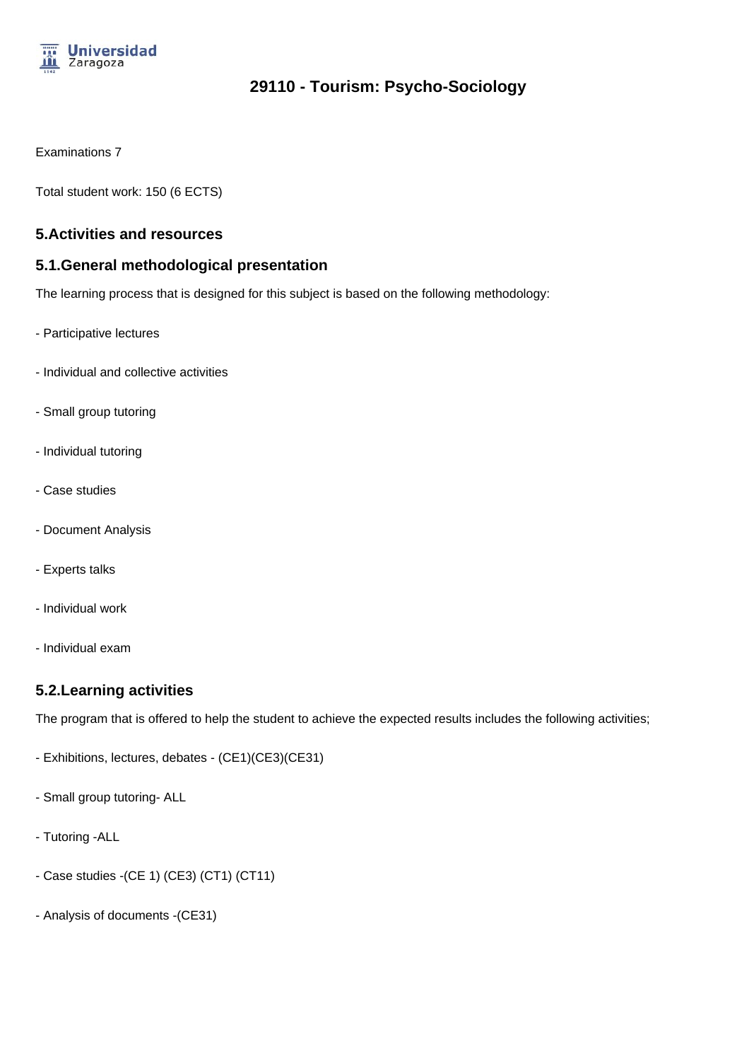Examinations 7

Total student work: 150 (6 ECTS)

## 5.Activities and resources

### 5.1.General methodological presentation

The learning process that is designed for this subject is based on the following methodology:

- Participative lectures

- Individual and collective activities

- Small group tutoring

- Individual tutoring

- Case studies

- Document Analysis

- Experts talks

- Individual work

- Individual exam

### 5.2.Learning activities

The program that is offered to help the student to achieve the expected results includes the following activities;

- Exhibitions, lectures, debates - (CE1)(CE3)(CE31)

- Small group tutoring- ALL

- Tutoring -ALL

- Case studies -(CE 1) (CE3) (CT1) (CT11)

- Analysis of documents -(CE31)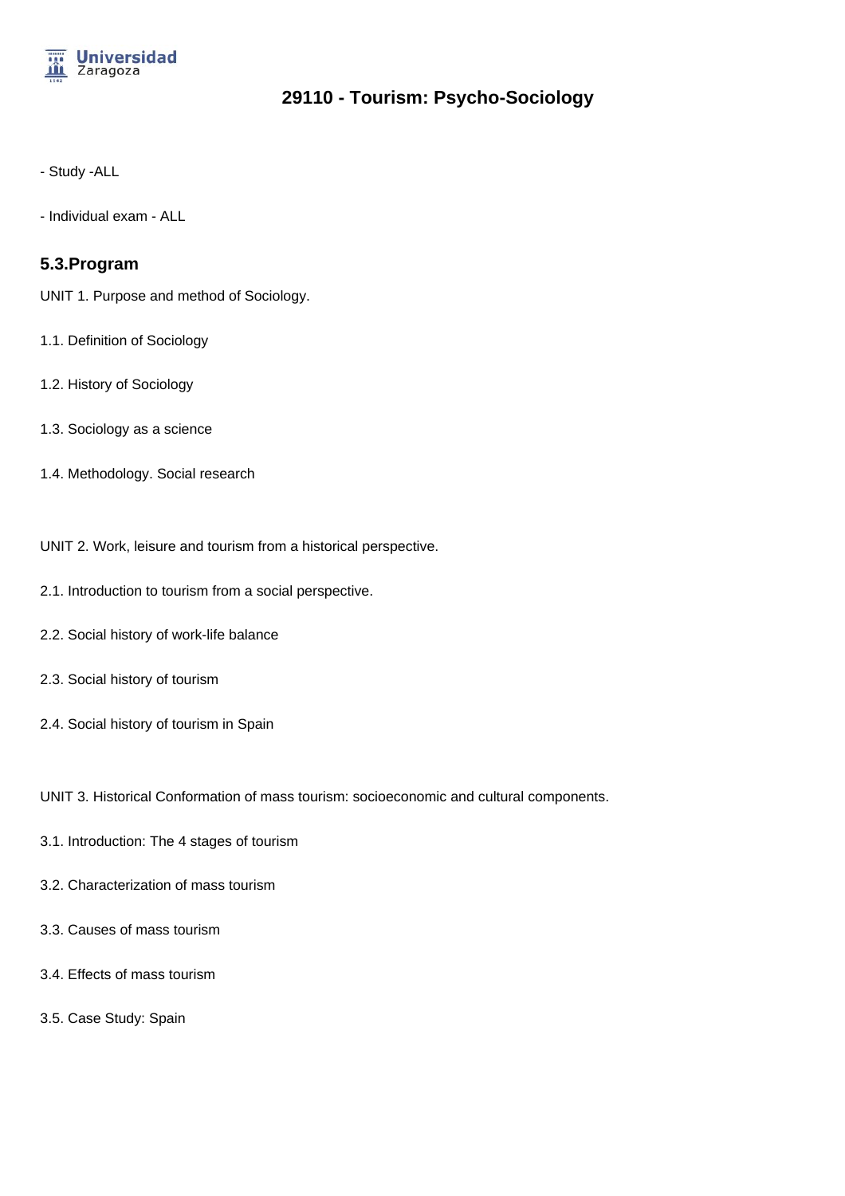- Study -ALL

- Individual exam - ALL

## 5.3.Program

UNIT 1. Purpose and method of Sociology.

1.1. Definition of Sociology

1.2. History of Sociology

1.3. Sociology as a science

1.4. Methodology. Social research

UNIT 2. Work, leisure and tourism from a historical perspective.

2.1. Introduction to tourism from a social perspective.

2.2. Social history of work-life balance

2.3. Social history of tourism

2.4. Social history of tourism in Spain

UNIT 3. Historical Conformation of mass tourism: socioeconomic and cultural components.

3.1. Introduction: The 4 stages of tourism

3.2. Characterization of mass tourism

3.3. Causes of mass tourism

3.4. Effects of mass tourism

3.5. Case Study: Spain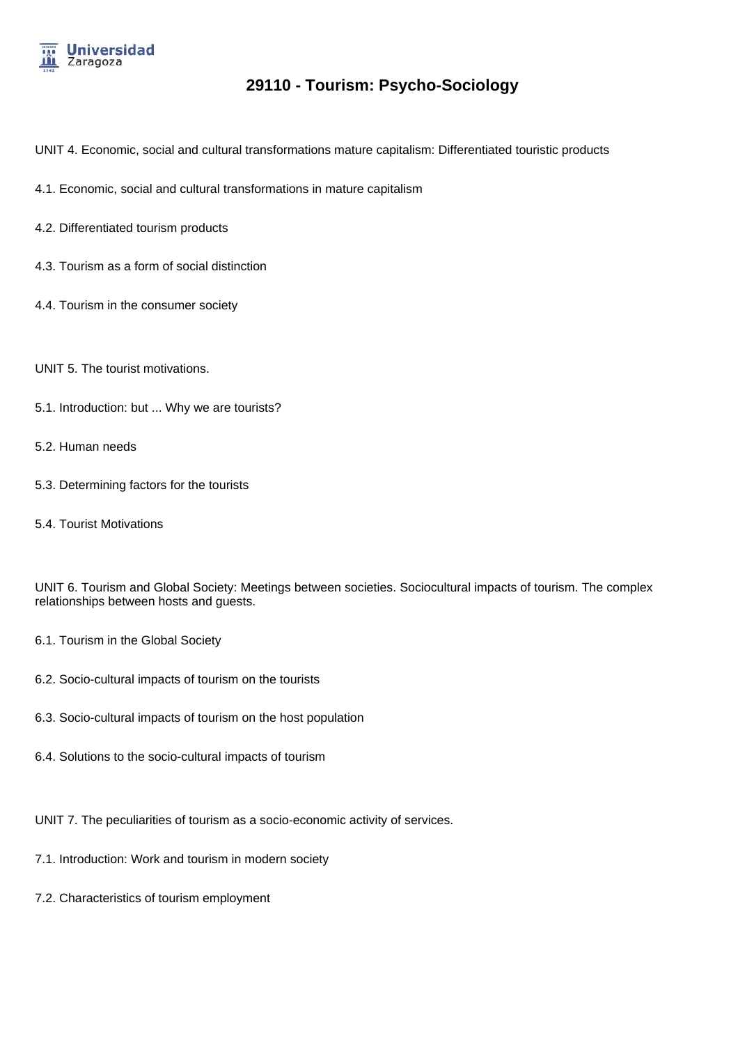UNIT 4. Economic, social and cultural transformations mature capitalism: Differentiated touristic products

4.1. Economic, social and cultural transformations in mature capitalism

4.2. Differentiated tourism products

4.3. Tourism as a form of social distinction

4.4. Tourism in the consumer society

UNIT 5. The tourist motivations.

5.1. Introduction: but ... Why we are tourists?

5.2. Human needs

5.3. Determining factors for the tourists

5.4. Tourist Motivations

UNIT 6. Tourism and Global Society: Meetings between societies. Sociocultural impacts of tourism. The complex relationships between hosts and guests.

6.1. Tourism in the Global Society

6.2. Socio-cultural impacts of tourism on the tourists

6.3. Socio-cultural impacts of tourism on the host population

6.4. Solutions to the socio-cultural impacts of tourism

UNIT 7. The peculiarities of tourism as a socio-economic activity of services.

7.1. Introduction: Work and tourism in modern society

7.2. Characteristics of tourism employment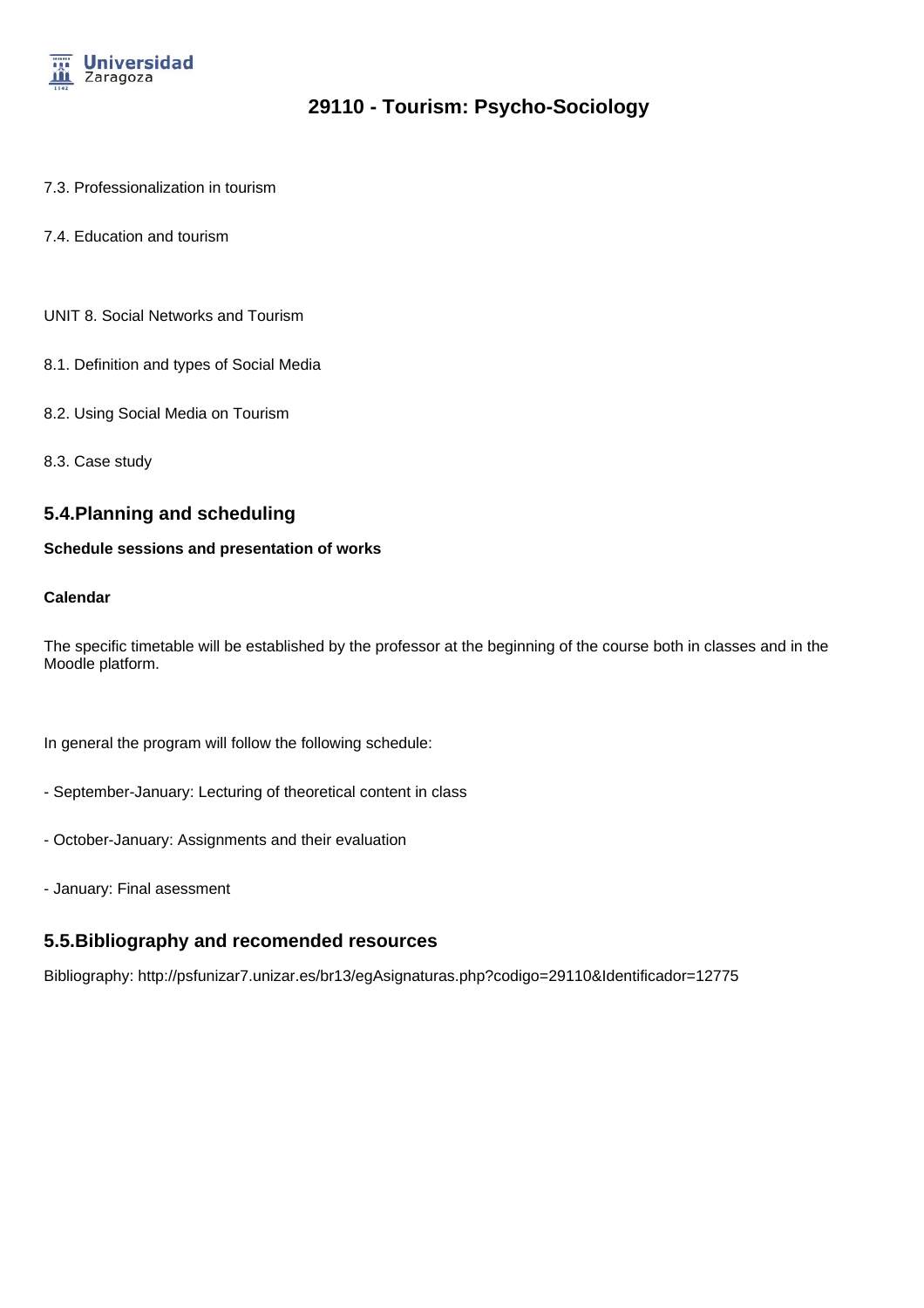7.3. Professionalization in tourism

7.4. Education and tourism

UNIT 8. Social Networks and Tourism

8.1. Definition and types of Social Media

8.2. Using Social Media on Tourism

8.3. Case study

## 5.4.Planning and scheduling

**Schedule sessions and presentation of works**

**Calendar**

The specific timetable will be established by the professor at the beginning of the course both in classes and in the Moodle platform.

In general the program will follow the following schedule:

- September-January: Lecturing of theoretical content in class

- October-January: Assignments and their evaluation

- January: Final asessment

## 5.5.Bibliography and recomended resources

Bibliography: http://psfunizar7.unizar.es/br13/egAsignaturas.php?codigo=29110&Identificador=12775